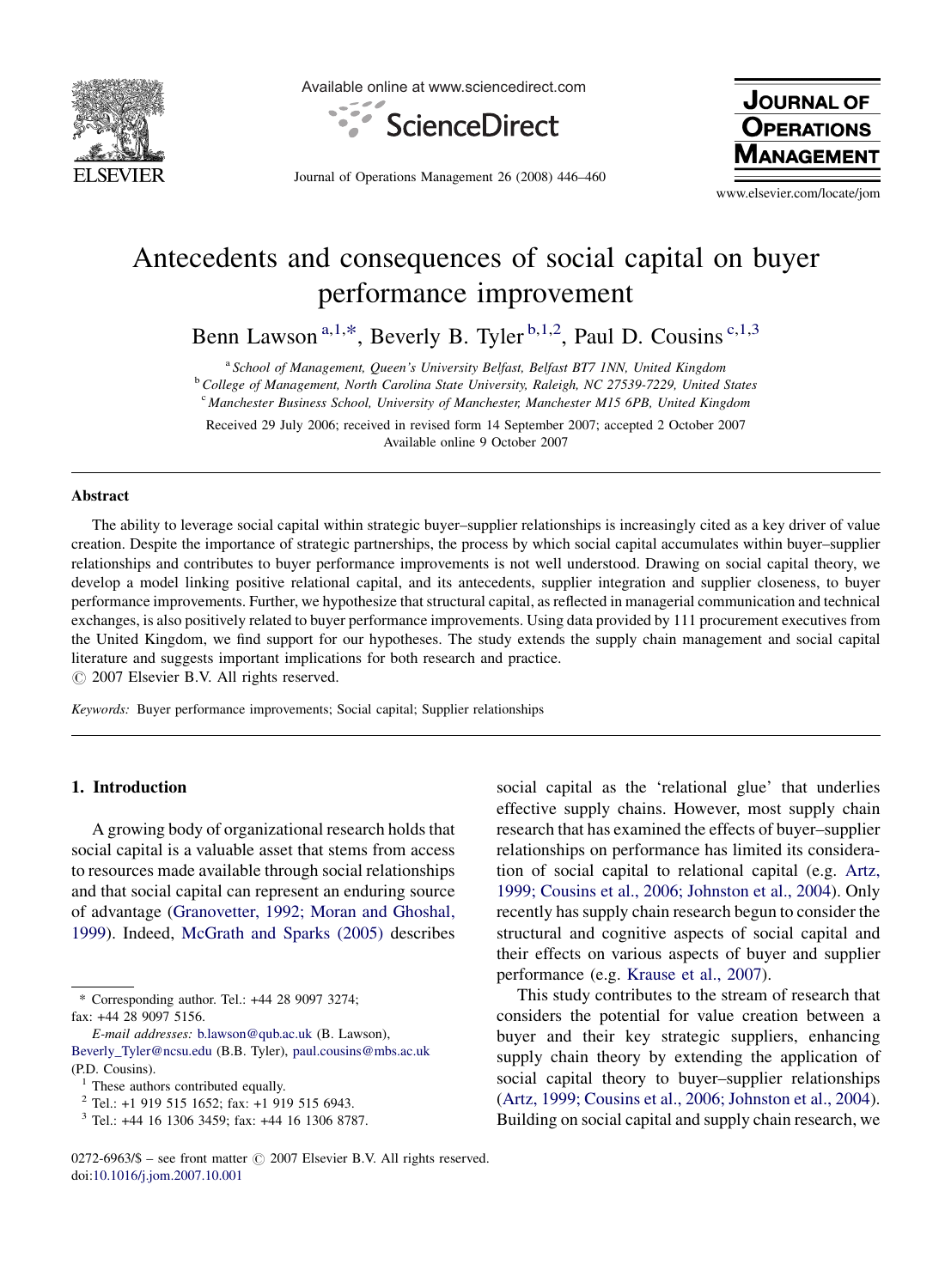# Antecedents and consequences of social capital on buyer performance improvement

Benn Lawson [a,1,*], Beverly B. Tyler [b,1,2], Paul D. Cousins [c,1,3]

[a] *School of Management, Queen's University Belfast, Belfast BT7 1NN, United Kingdom*

[b] *College of Management, North Carolina State University, Raleigh, NC 27539-7229, United States*

[c] *Manchester Business School, University of Manchester, Manchester M15 6PB, United Kingdom*

Received 29 July 2006; received in revised form 14 September 2007; accepted 2 October 2007

Available online 9 October 2007

## Abstract

The ability to leverage social capital within strategic buyer–supplier relationships is increasingly cited as a key driver of value creation. Despite the importance of strategic partnerships, the process by which social capital accumulates within buyer–supplier relationships and contributes to buyer performance improvements is not well understood. Drawing on social capital theory, we develop a model linking positive relational capital, and its antecedents, supplier integration and supplier closeness, to buyer performance improvements. Further, we hypothesize that structural capital, as reflected in managerial communication and technical exchanges, is also positively related to buyer performance improvements. Using data provided by 111 procurement executives from the United Kingdom, we find support for our hypotheses. The study extends the supply chain management and social capital literature and suggests important implications for both research and practice.

© 2007 Elsevier B.V. All rights reserved.

*Keywords:* Buyer performance improvements; Social capital; Supplier relationships

## 1. Introduction

A growing body of organizational research holds that social capital is a valuable asset that stems from access to resources made available through social relationships and that social capital can represent an enduring source of advantage (Granovetter, 1992; Moran and Ghoshal, 1999). Indeed, McGrath and Sparks (2005) describes social capital as the 'relational glue' that underlies effective supply chains. However, most supply chain research that has examined the effects of buyer–supplier relationships on performance has limited its consideration of social capital to relational capital (e.g. Artz, 1999; Cousins et al., 2006; Johnston et al., 2004). Only recently has supply chain research begun to consider the structural and cognitive aspects of social capital and their effects on various aspects of buyer and supplier performance (e.g. Krause et al., 2007).

This study contributes to the stream of research that considers the potential for value creation between a buyer and their key strategic suppliers, enhancing supply chain theory by extending the application of social capital theory to buyer–supplier relationships (Artz, 1999; Cousins et al., 2006; Johnston et al., 2004). Building on social capital and supply chain research, we

---

\* Corresponding author. Tel.: +44 28 9097 3274; fax: +44 28 9097 5156.

*E-mail addresses:* b.lawson@qub.ac.uk (B. Lawson), Beverly_Tyler@ncsu.edu (B.B. Tyler), paul.cousins@mbs.ac.uk (P.D. Cousins).

[1] These authors contributed equally.

[2] Tel.: +1 919 515 1652; fax: +1 919 515 6943.

[3] Tel.: +44 16 1306 3459; fax: +44 16 1306 8787.

0272-6963/$ – see front matter © 2007 Elsevier B.V. All rights reserved.

doi:10.1016/j.jom.2007.10.001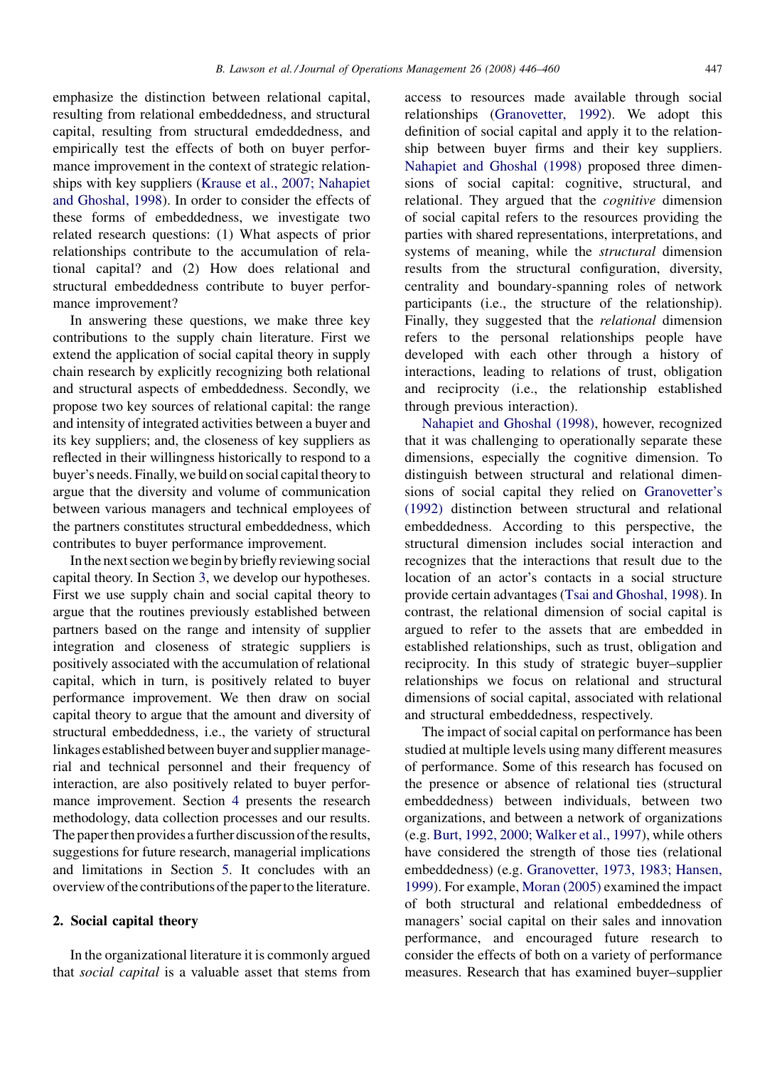emphasize the distinction between relational capital, resulting from relational embeddedness, and structural capital, resulting from structural emdeddedness, and empirically test the effects of both on buyer performance improvement in the context of strategic relationships with key suppliers (Krause et al., 2007; Nahapiet and Ghoshal, 1998). In order to consider the effects of these forms of embeddedness, we investigate two related research questions: (1) What aspects of prior relationships contribute to the accumulation of relational capital? and (2) How does relational and structural embeddedness contribute to buyer performance improvement?

In answering these questions, we make three key contributions to the supply chain literature. First we extend the application of social capital theory in supply chain research by explicitly recognizing both relational and structural aspects of embeddedness. Secondly, we propose two key sources of relational capital: the range and intensity of integrated activities between a buyer and its key suppliers; and, the closeness of key suppliers as reflected in their willingness historically to respond to a buyer's needs. Finally, we build on social capital theory to argue that the diversity and volume of communication between various managers and technical employees of the partners constitutes structural embeddedness, which contributes to buyer performance improvement.

In the next section we begin by briefly reviewing social capital theory. In Section 3, we develop our hypotheses. First we use supply chain and social capital theory to argue that the routines previously established between partners based on the range and intensity of supplier integration and closeness of strategic suppliers is positively associated with the accumulation of relational capital, which in turn, is positively related to buyer performance improvement. We then draw on social capital theory to argue that the amount and diversity of structural embeddedness, i.e., the variety of structural linkages established between buyer and supplier managerial and technical personnel and their frequency of interaction, are also positively related to buyer performance improvement. Section 4 presents the research methodology, data collection processes and our results. The paper then provides a further discussion of the results, suggestions for future research, managerial implications and limitations in Section 5. It concludes with an overview of the contributions of the paper to the literature.

## 2. Social capital theory

In the organizational literature it is commonly argued that *social capital* is a valuable asset that stems from access to resources made available through social relationships (Granovetter, 1992). We adopt this definition of social capital and apply it to the relationship between buyer firms and their key suppliers. Nahapiet and Ghoshal (1998) proposed three dimensions of social capital: cognitive, structural, and relational. They argued that the *cognitive* dimension of social capital refers to the resources providing the parties with shared representations, interpretations, and systems of meaning, while the *structural* dimension results from the structural configuration, diversity, centrality and boundary-spanning roles of network participants (i.e., the structure of the relationship). Finally, they suggested that the *relational* dimension refers to the personal relationships people have developed with each other through a history of interactions, leading to relations of trust, obligation and reciprocity (i.e., the relationship established through previous interaction).

Nahapiet and Ghoshal (1998), however, recognized that it was challenging to operationally separate these dimensions, especially the cognitive dimension. To distinguish between structural and relational dimensions of social capital they relied on Granovetter's (1992) distinction between structural and relational embeddedness. According to this perspective, the structural dimension includes social interaction and recognizes that the interactions that result due to the location of an actor's contacts in a social structure provide certain advantages (Tsai and Ghoshal, 1998). In contrast, the relational dimension of social capital is argued to refer to the assets that are embedded in established relationships, such as trust, obligation and reciprocity. In this study of strategic buyer–supplier relationships we focus on relational and structural dimensions of social capital, associated with relational and structural embeddedness, respectively.

The impact of social capital on performance has been studied at multiple levels using many different measures of performance. Some of this research has focused on the presence or absence of relational ties (structural embeddedness) between individuals, between two organizations, and between a network of organizations (e.g. Burt, 1992, 2000; Walker et al., 1997), while others have considered the strength of those ties (relational embeddedness) (e.g. Granovetter, 1973, 1983; Hansen, 1999). For example, Moran (2005) examined the impact of both structural and relational embeddedness of managers' social capital on their sales and innovation performance, and encouraged future research to consider the effects of both on a variety of performance measures. Research that has examined buyer–supplier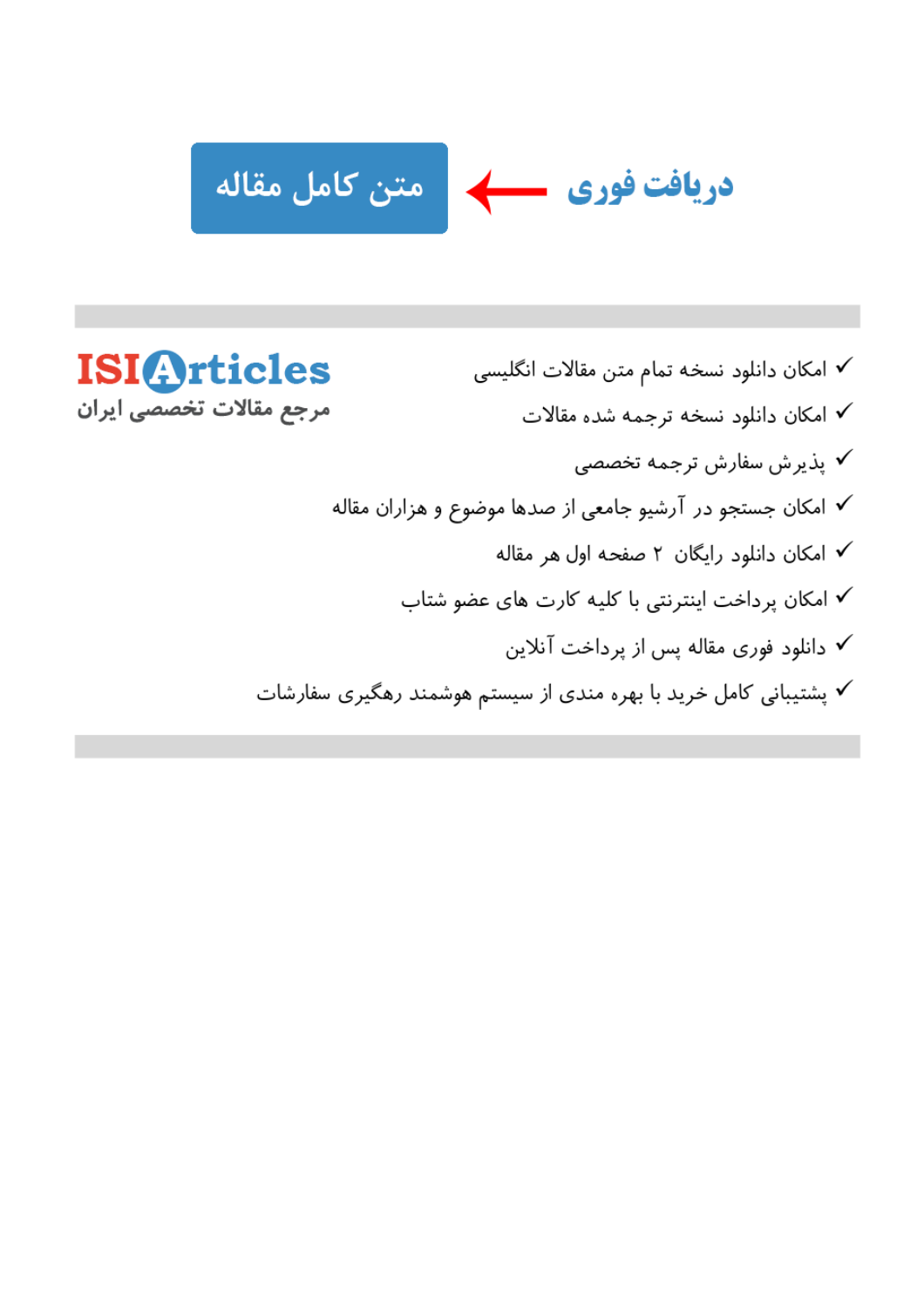دریافت فوری ← **متن کامل مقاله**

**ISIArticles**
مرجع مقالات تخصصی ایران

- ✓ امکان دانلود نسخه تمام متن مقالات انگلیسی
- ✓ امکان دانلود نسخه ترجمه شده مقالات
- ✓ پذیرش سفارش ترجمه تخصصی
- ✓ امکان جستجو در آرشیو جامعی از صدها موضوع و هزاران مقاله
- ✓ امکان دانلود رایگان ۲ صفحه اول هر مقاله
- ✓ امکان پرداخت اینترنتی با کلیه کارت های عضو شتاب
- ✓ دانلود فوری مقاله پس از پرداخت آنلاین
- ✓ پشتیبانی کامل خرید با بهره مندی از سیستم هوشمند رهگیری سفارشات